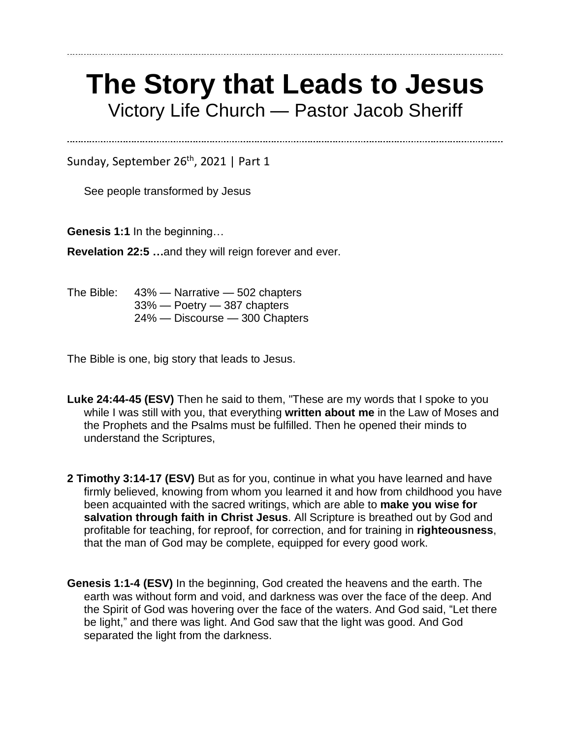# The Story that Leads to Jesus

Victory Life Church — Pastor Jacob Sheriff

Sunday, September 26th, 2021 | Part 1

See people transformed by Jesus

**Genesis 1:1** In the beginning…

**Revelation 22:5 …**and they will reign forever and ever.

The Bible: 43% — Narrative — 502 chapters
33% — Poetry — 387 chapters
24% — Discourse — 300 Chapters

The Bible is one, big story that leads to Jesus.

**Luke 24:44-45 (ESV)** Then he said to them, "These are my words that I spoke to you while I was still with you, that everything **written about me** in the Law of Moses and the Prophets and the Psalms must be fulfilled. Then he opened their minds to understand the Scriptures,

**2 Timothy 3:14-17 (ESV)** But as for you, continue in what you have learned and have firmly believed, knowing from whom you learned it and how from childhood you have been acquainted with the sacred writings, which are able to **make you wise for salvation through faith in Christ Jesus**. All Scripture is breathed out by God and profitable for teaching, for reproof, for correction, and for training in **righteousness**, that the man of God may be complete, equipped for every good work.

**Genesis 1:1-4 (ESV)** In the beginning, God created the heavens and the earth. The earth was without form and void, and darkness was over the face of the deep. And the Spirit of God was hovering over the face of the waters. And God said, "Let there be light," and there was light. And God saw that the light was good. And God separated the light from the darkness.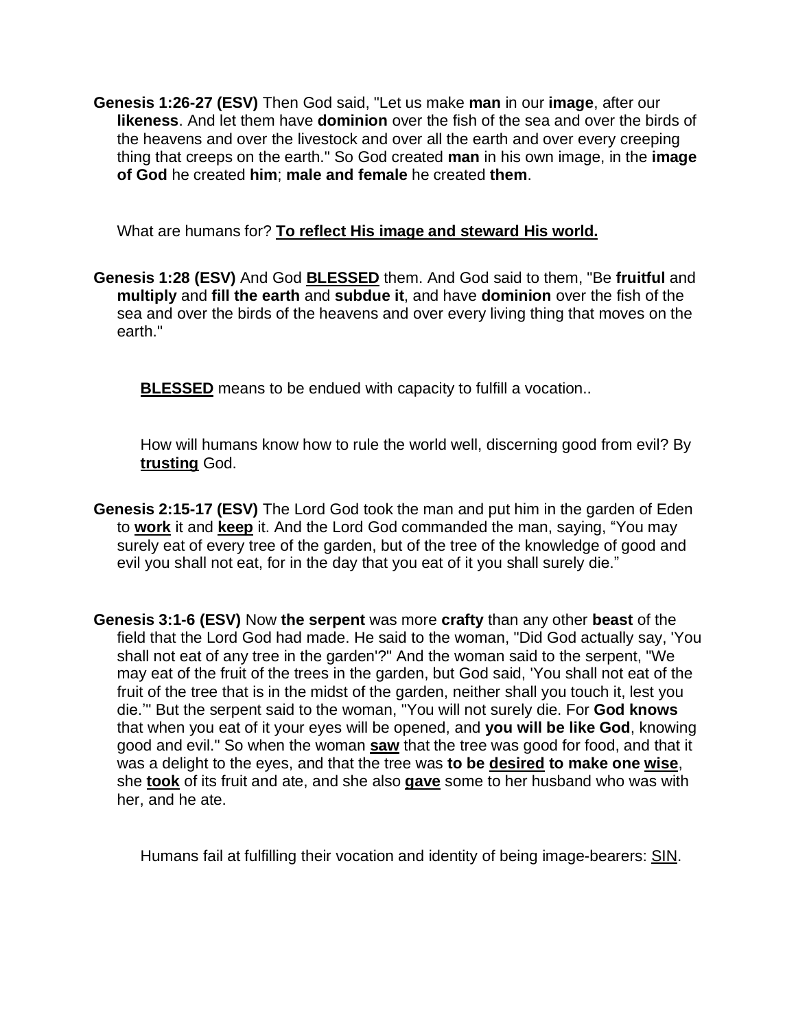**Genesis 1:26-27 (ESV)** Then God said, "Let us make **man** in our **image**, after our **likeness**. And let them have **dominion** over the fish of the sea and over the birds of the heavens and over the livestock and over all the earth and over every creeping thing that creeps on the earth." So God created **man** in his own image, in the **image of God** he created **him**; **male and female** he created **them**.

What are humans for? <u>**To reflect His image and steward His world.**</u>

**Genesis 1:28 (ESV)** And God <u>**BLESSED**</u> them. And God said to them, "Be **fruitful** and **multiply** and **fill the earth** and **subdue it**, and have **dominion** over the fish of the sea and over the birds of the heavens and over every living thing that moves on the earth."

<u>**BLESSED**</u> means to be endued with capacity to fulfill a vocation..

How will humans know how to rule the world well, discerning good from evil? By <u>**trusting**</u> God.

**Genesis 2:15-17 (ESV)** The Lord God took the man and put him in the garden of Eden to <u>**work**</u> it and <u>**keep**</u> it. And the Lord God commanded the man, saying, "You may surely eat of every tree of the garden, but of the tree of the knowledge of good and evil you shall not eat, for in the day that you eat of it you shall surely die."

**Genesis 3:1-6 (ESV)** Now **the serpent** was more **crafty** than any other **beast** of the field that the Lord God had made. He said to the woman, "Did God actually say, 'You shall not eat of any tree in the garden'?" And the woman said to the serpent, "We may eat of the fruit of the trees in the garden, but God said, 'You shall not eat of the fruit of the tree that is in the midst of the garden, neither shall you touch it, lest you die.'" But the serpent said to the woman, "You will not surely die. For **God knows** that when you eat of it your eyes will be opened, and **you will be like God**, knowing good and evil." So when the woman <u>**saw**</u> that the tree was good for food, and that it was a delight to the eyes, and that the tree was **to be <u>desired</u> to make one <u>wise</u>**, she <u>**took**</u> of its fruit and ate, and she also <u>**gave**</u> some to her husband who was with her, and he ate.

Humans fail at fulfilling their vocation and identity of being image-bearers: <u>SIN</u>.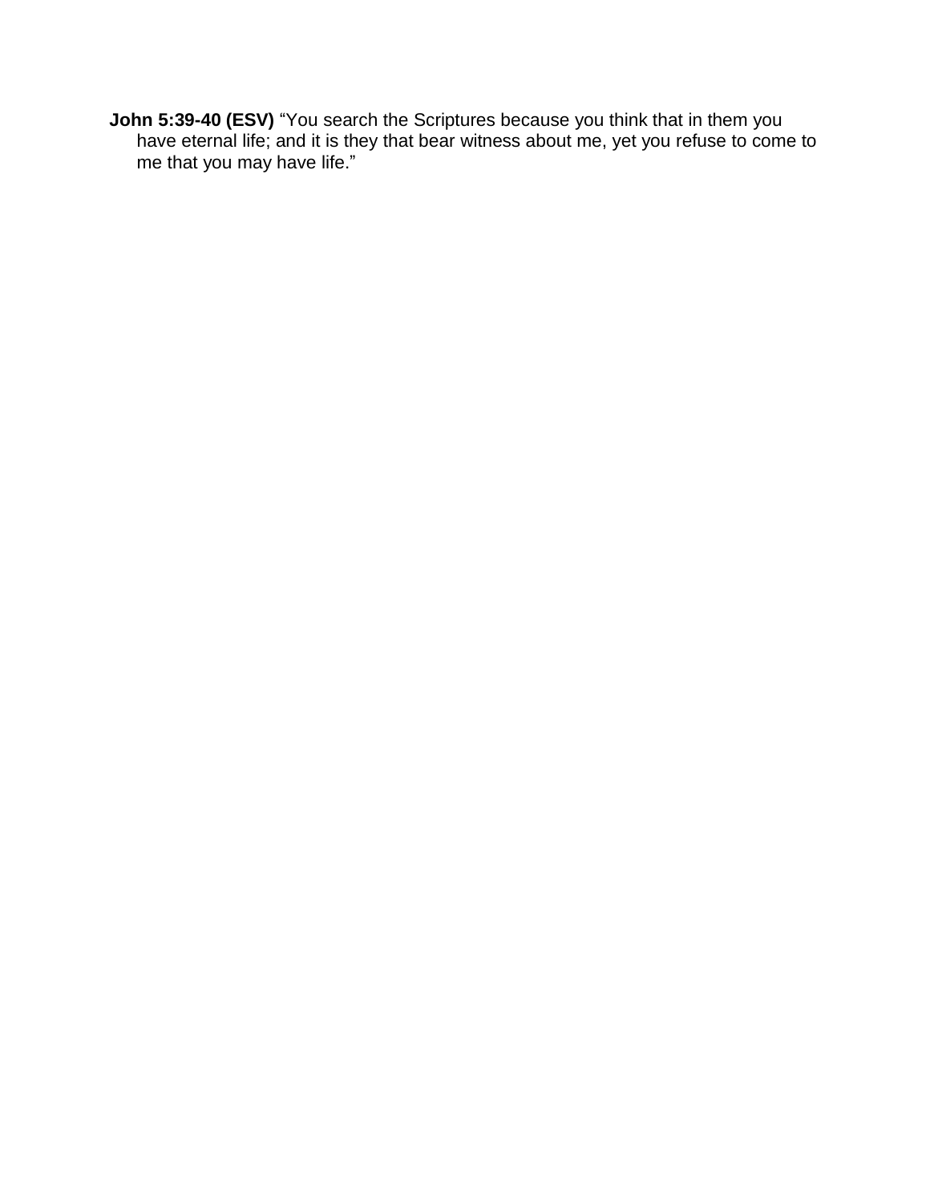**John 5:39-40 (ESV)** “You search the Scriptures because you think that in them you have eternal life; and it is they that bear witness about me, yet you refuse to come to me that you may have life.”